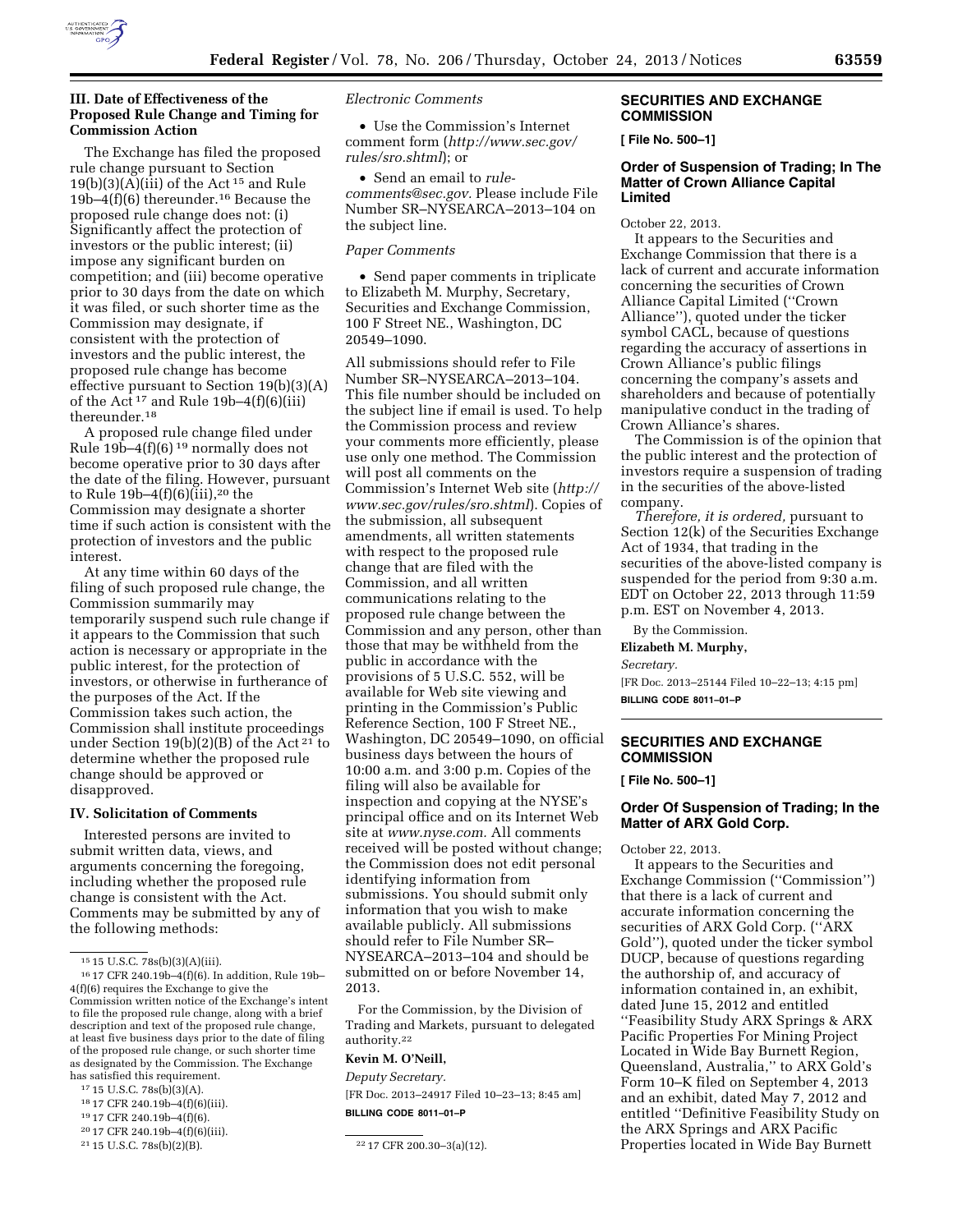### III. Date of Effectiveness of the Proposed Rule Change and Timing for Commission Action

The Exchange has filed the proposed rule change pursuant to Section 19(b)(3)(A)(iii) of the Act [15] and Rule 19b–4(f)(6) thereunder.[16] Because the proposed rule change does not: (i) Significantly affect the protection of investors or the public interest; (ii) impose any significant burden on competition; and (iii) become operative prior to 30 days from the date on which it was filed, or such shorter time as the Commission may designate, if consistent with the protection of investors and the public interest, the proposed rule change has become effective pursuant to Section 19(b)(3)(A) of the Act [17] and Rule 19b–4(f)(6)(iii) thereunder.[18]

A proposed rule change filed under Rule 19b–4(f)(6) [19] normally does not become operative prior to 30 days after the date of the filing. However, pursuant to Rule 19b–4(f)(6)(iii),[20] the Commission may designate a shorter time if such action is consistent with the protection of investors and the public interest.

At any time within 60 days of the filing of such proposed rule change, the Commission summarily may temporarily suspend such rule change if it appears to the Commission that such action is necessary or appropriate in the public interest, for the protection of investors, or otherwise in furtherance of the purposes of the Act. If the Commission takes such action, the Commission shall institute proceedings under Section 19(b)(2)(B) of the Act [21] to determine whether the proposed rule change should be approved or disapproved.

### IV. Solicitation of Comments

Interested persons are invited to submit written data, views, and arguments concerning the foregoing, including whether the proposed rule change is consistent with the Act. Comments may be submitted by any of the following methods:

*Electronic Comments*

- Use the Commission's Internet comment form (*http://www.sec.gov/rules/sro.shtml*); or
- Send an email to *rule-comments@sec.gov.* Please include File Number SR–NYSEARCA–2013–104 on the subject line.

*Paper Comments*

- Send paper comments in triplicate to Elizabeth M. Murphy, Secretary, Securities and Exchange Commission, 100 F Street NE., Washington, DC 20549–1090.

All submissions should refer to File Number SR–NYSEARCA–2013–104. This file number should be included on the subject line if email is used. To help the Commission process and review your comments more efficiently, please use only one method. The Commission will post all comments on the Commission's Internet Web site (*http://www.sec.gov/rules/sro.shtml*). Copies of the submission, all subsequent amendments, all written statements with respect to the proposed rule change that are filed with the Commission, and all written communications relating to the proposed rule change between the Commission and any person, other than those that may be withheld from the public in accordance with the provisions of 5 U.S.C. 552, will be available for Web site viewing and printing in the Commission's Public Reference Section, 100 F Street NE., Washington, DC 20549–1090, on official business days between the hours of 10:00 a.m. and 3:00 p.m. Copies of the filing will also be available for inspection and copying at the NYSE's principal office and on its Internet Web site at *www.nyse.com.* All comments received will be posted without change; the Commission does not edit personal identifying information from submissions. You should submit only information that you wish to make available publicly. All submissions should refer to File Number SR–NYSEARCA–2013–104 and should be submitted on or before November 14, 2013.

For the Commission, by the Division of Trading and Markets, pursuant to delegated authority.[22]

**Kevin M. O'Neill,**

*Deputy Secretary.*

[FR Doc. 2013–24917 Filed 10–23–13; 8:45 am]

**BILLING CODE 8011–01–P**

[15] 15 U.S.C. 78s(b)(3)(A)(iii).

[16] 17 CFR 240.19b–4(f)(6). In addition, Rule 19b–4(f)(6) requires the Exchange to give the Commission written notice of the Exchange's intent to file the proposed rule change, along with a brief description and text of the proposed rule change, at least five business days prior to the date of filing of the proposed rule change, or such shorter time as designated by the Commission. The Exchange has satisfied this requirement.

[17] 15 U.S.C. 78s(b)(3)(A).

[18] 17 CFR 240.19b–4(f)(6)(iii).

[19] 17 CFR 240.19b–4(f)(6).

[20] 17 CFR 240.19b–4(f)(6)(iii).

[21] 15 U.S.C. 78s(b)(2)(B).

[22] 17 CFR 200.30–3(a)(12).

## SECURITIES AND EXCHANGE COMMISSION

**[ File No. 500–1]**

### Order of Suspension of Trading; In The Matter of Crown Alliance Capital Limited

October 22, 2013.

It appears to the Securities and Exchange Commission that there is a lack of current and accurate information concerning the securities of Crown Alliance Capital Limited (''Crown Alliance''), quoted under the ticker symbol CACL, because of questions regarding the accuracy of assertions in Crown Alliance's public filings concerning the company's assets and shareholders and because of potentially manipulative conduct in the trading of Crown Alliance's shares.

The Commission is of the opinion that the public interest and the protection of investors require a suspension of trading in the securities of the above-listed company.

*Therefore, it is ordered,* pursuant to Section 12(k) of the Securities Exchange Act of 1934, that trading in the securities of the above-listed company is suspended for the period from 9:30 a.m. EDT on October 22, 2013 through 11:59 p.m. EST on November 4, 2013.

By the Commission.

**Elizabeth M. Murphy,**

*Secretary.*

[FR Doc. 2013–25144 Filed 10–22–13; 4:15 pm]

**BILLING CODE 8011–01–P**

## SECURITIES AND EXCHANGE COMMISSION

**[ File No. 500–1]**

### Order Of Suspension of Trading; In the Matter of ARX Gold Corp.

October 22, 2013.

It appears to the Securities and Exchange Commission (''Commission'') that there is a lack of current and accurate information concerning the securities of ARX Gold Corp. (''ARX Gold''), quoted under the ticker symbol DUCP, because of questions regarding the authorship of, and accuracy of information contained in, an exhibit, dated June 15, 2012 and entitled ''Feasibility Study ARX Springs & ARX Pacific Properties For Mining Project Located in Wide Bay Burnett Region, Queensland, Australia,'' to ARX Gold's Form 10–K filed on September 4, 2013 and an exhibit, dated May 7, 2012 and entitled ''Definitive Feasibility Study on the ARX Springs and ARX Pacific Properties located in Wide Bay Burnett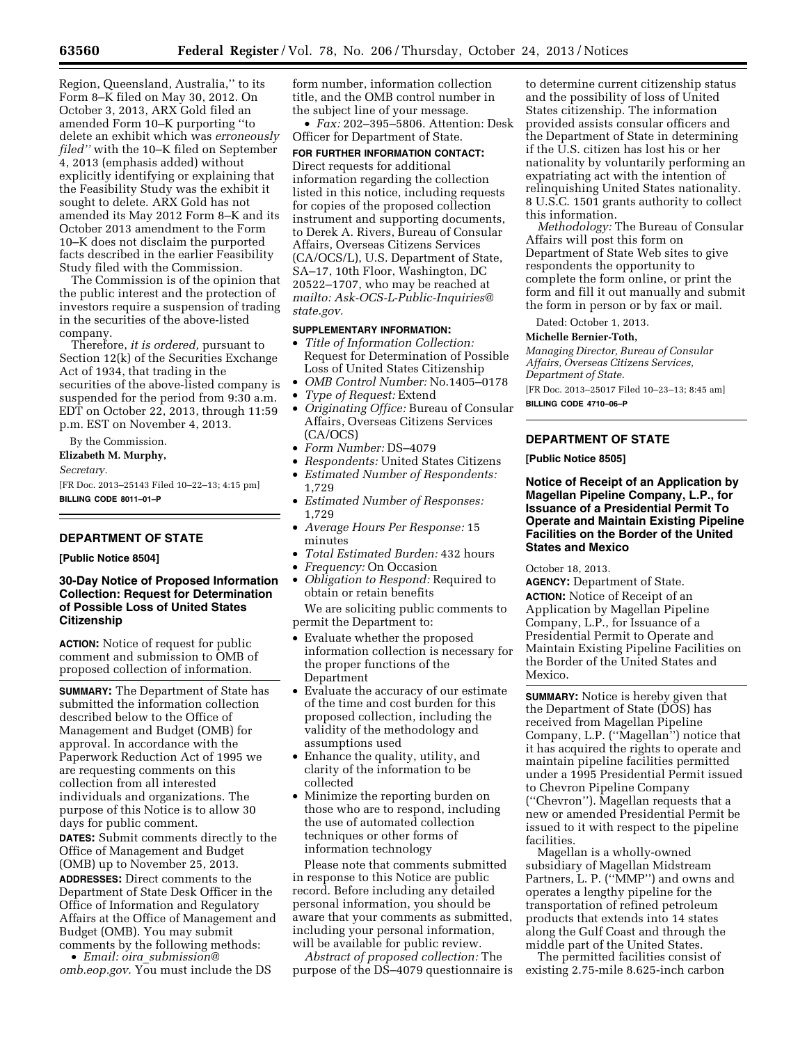Region, Queensland, Australia,'' to its Form 8–K filed on May 30, 2012. On October 3, 2013, ARX Gold filed an amended Form 10–K purporting ''to delete an exhibit which was *erroneously filed''* with the 10–K filed on September 4, 2013 (emphasis added) without explicitly identifying or explaining that the Feasibility Study was the exhibit it sought to delete. ARX Gold has not amended its May 2012 Form 8–K and its October 2013 amendment to the Form 10–K does not disclaim the purported facts described in the earlier Feasibility Study filed with the Commission.

The Commission is of the opinion that the public interest and the protection of investors require a suspension of trading in the securities of the above-listed company.

Therefore, *it is ordered,* pursuant to Section 12(k) of the Securities Exchange Act of 1934, that trading in the securities of the above-listed company is suspended for the period from 9:30 a.m. EDT on October 22, 2013, through 11:59 p.m. EST on November 4, 2013.

By the Commission.

**Elizabeth M. Murphy,**

*Secretary.*

[FR Doc. 2013–25143 Filed 10–22–13; 4:15 pm]

**BILLING CODE 8011–01–P**

---

## DEPARTMENT OF STATE

**[Public Notice 8504]**

### 30-Day Notice of Proposed Information Collection: Request for Determination of Possible Loss of United States Citizenship

**ACTION:** Notice of request for public comment and submission to OMB of proposed collection of information.

**SUMMARY:** The Department of State has submitted the information collection described below to the Office of Management and Budget (OMB) for approval. In accordance with the Paperwork Reduction Act of 1995 we are requesting comments on this collection from all interested individuals and organizations. The purpose of this Notice is to allow 30 days for public comment.

**DATES:** Submit comments directly to the Office of Management and Budget (OMB) up to November 25, 2013.

**ADDRESSES:** Direct comments to the Department of State Desk Officer in the Office of Information and Regulatory Affairs at the Office of Management and Budget (OMB). You may submit comments by the following methods:

- *Email: oira_submission@omb.eop.gov.* You must include the DS form number, information collection title, and the OMB control number in the subject line of your message.
- *Fax:* 202–395–5806. Attention: Desk Officer for Department of State.

**FOR FURTHER INFORMATION CONTACT:** Direct requests for additional information regarding the collection listed in this notice, including requests for copies of the proposed collection instrument and supporting documents, to Derek A. Rivers, Bureau of Consular Affairs, Overseas Citizens Services (CA/OCS/L), U.S. Department of State, SA–17, 10th Floor, Washington, DC 20522–1707, who may be reached at *mailto: Ask-OCS-L-Public-Inquiries@state.gov.*

**SUPPLEMENTARY INFORMATION:**

- *Title of Information Collection:* Request for Determination of Possible Loss of United States Citizenship
- *OMB Control Number:* No.1405–0178
- *Type of Request:* Extend
- *Originating Office:* Bureau of Consular Affairs, Overseas Citizens Services (CA/OCS)
- *Form Number:* DS–4079
- *Respondents:* United States Citizens
- *Estimated Number of Respondents:* 1,729
- *Estimated Number of Responses:* 1,729
- *Average Hours Per Response:* 15 minutes
- *Total Estimated Burden:* 432 hours
- *Frequency:* On Occasion
- *Obligation to Respond:* Required to obtain or retain benefits

We are soliciting public comments to permit the Department to:

- Evaluate whether the proposed information collection is necessary for the proper functions of the Department
- Evaluate the accuracy of our estimate of the time and cost burden for this proposed collection, including the validity of the methodology and assumptions used
- Enhance the quality, utility, and clarity of the information to be collected
- Minimize the reporting burden on those who are to respond, including the use of automated collection techniques or other forms of information technology

Please note that comments submitted in response to this Notice are public record. Before including any detailed personal information, you should be aware that your comments as submitted, including your personal information, will be available for public review.

*Abstract of proposed collection:* The purpose of the DS–4079 questionnaire is to determine current citizenship status and the possibility of loss of United States citizenship. The information provided assists consular officers and the Department of State in determining if the U.S. citizen has lost his or her nationality by voluntarily performing an expatriating act with the intention of relinquishing United States nationality. 8 U.S.C. 1501 grants authority to collect this information.

*Methodology:* The Bureau of Consular Affairs will post this form on Department of State Web sites to give respondents the opportunity to complete the form online, or print the form and fill it out manually and submit the form in person or by fax or mail.

Dated: October 1, 2013.

**Michelle Bernier-Toth,**

*Managing Director, Bureau of Consular Affairs, Overseas Citizens Services, Department of State.*

[FR Doc. 2013–25017 Filed 10–23–13; 8:45 am]

**BILLING CODE 4710–06–P**

---

## DEPARTMENT OF STATE

**[Public Notice 8505]**

### Notice of Receipt of an Application by Magellan Pipeline Company, L.P., for Issuance of a Presidential Permit To Operate and Maintain Existing Pipeline Facilities on the Border of the United States and Mexico

October 18, 2013.

**AGENCY:** Department of State.

**ACTION:** Notice of Receipt of an Application by Magellan Pipeline Company, L.P., for Issuance of a Presidential Permit to Operate and Maintain Existing Pipeline Facilities on the Border of the United States and Mexico.

**SUMMARY:** Notice is hereby given that the Department of State (DOS) has received from Magellan Pipeline Company, L.P. (''Magellan'') notice that it has acquired the rights to operate and maintain pipeline facilities permitted under a 1995 Presidential Permit issued to Chevron Pipeline Company (''Chevron''). Magellan requests that a new or amended Presidential Permit be issued to it with respect to the pipeline facilities.

Magellan is a wholly-owned subsidiary of Magellan Midstream Partners, L. P. (''MMP'') and owns and operates a lengthy pipeline for the transportation of refined petroleum products that extends into 14 states along the Gulf Coast and through the middle part of the United States.

The permitted facilities consist of existing 2.75-mile 8.625-inch carbon